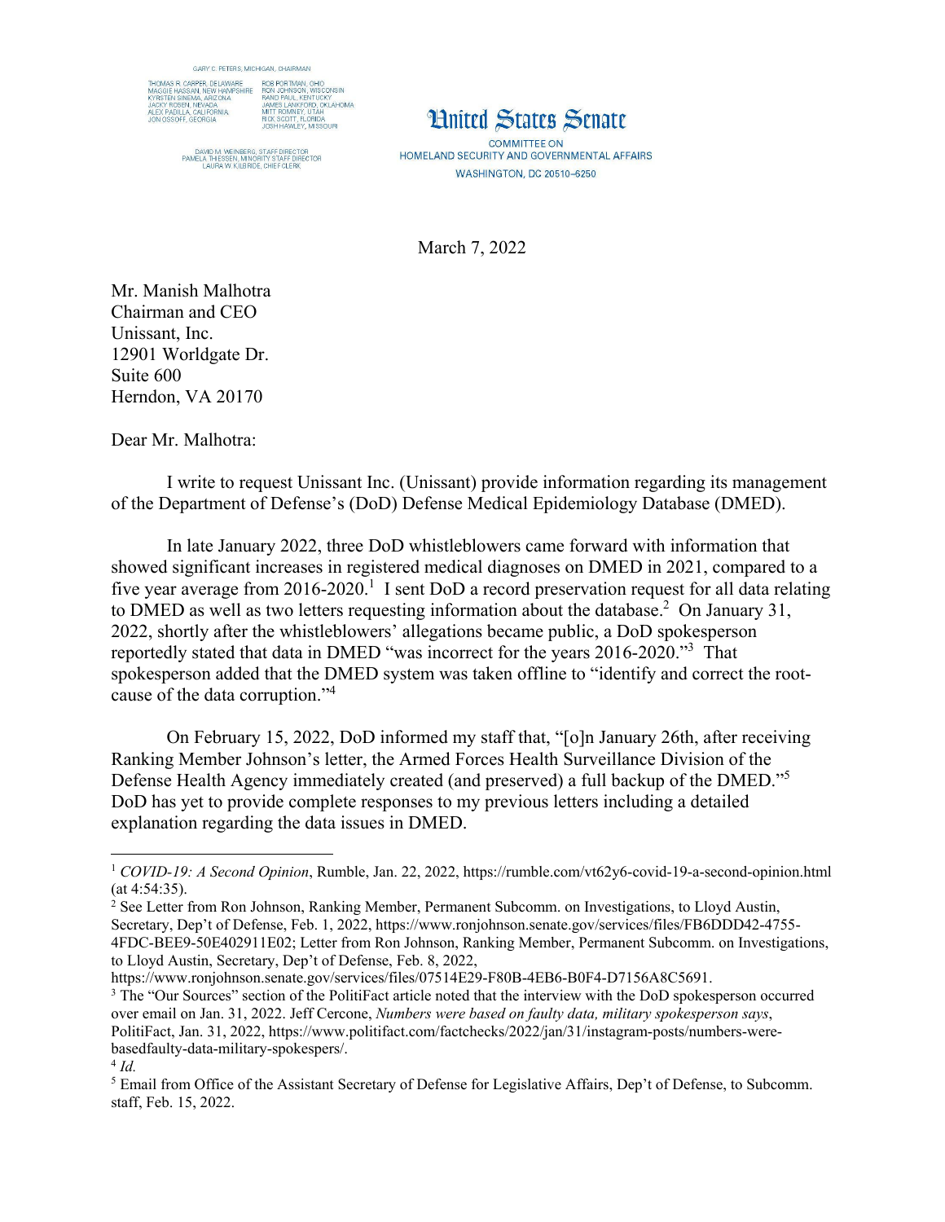GARY C. PETERS, MICHIGAN, CHAIRMAN

THOMAS R. CARPER, DELAWARE
MAGGIE HASSAN, NEW HAMPSHIRE
KYRSTEN SINEMA, ARIZONA
JACKY ROSEN, NEVADA
ALEX PADILLA, CALIFORNIA
JON OSSOFF, GEORGIA

ROB PORTMAN, OHIO
RON JOHNSON, WISCONSIN
RAND PAUL, KENTUCKY
JAMES LANKFORD, OKLAHOMA
MITT ROMNEY, UTAH
RICK SCOTT, FLORIDA
JOSH HAWLEY, MISSOURI

DAVID M. WEINBERG, STAFF DIRECTOR
PAMELA THIESSEN, MINORITY STAFF DIRECTOR
LAURA W. KILBRIDE, CHIEF CLERK

**United States Senate**

COMMITTEE ON
HOMELAND SECURITY AND GOVERNMENTAL AFFAIRS
WASHINGTON, DC 20510–6250

March 7, 2022

Mr. Manish Malhotra
Chairman and CEO
Unissant, Inc.
12901 Worldgate Dr.
Suite 600
Herndon, VA 20170

Dear Mr. Malhotra:

I write to request Unissant Inc. (Unissant) provide information regarding its management of the Department of Defense's (DoD) Defense Medical Epidemiology Database (DMED).

In late January 2022, three DoD whistleblowers came forward with information that showed significant increases in registered medical diagnoses on DMED in 2021, compared to a five year average from 2016-2020.[1] I sent DoD a record preservation request for all data relating to DMED as well as two letters requesting information about the database.[2] On January 31, 2022, shortly after the whistleblowers' allegations became public, a DoD spokesperson reportedly stated that data in DMED "was incorrect for the years 2016-2020."[3] That spokesperson added that the DMED system was taken offline to "identify and correct the root-cause of the data corruption."[4]

On February 15, 2022, DoD informed my staff that, "[o]n January 26th, after receiving Ranking Member Johnson's letter, the Armed Forces Health Surveillance Division of the Defense Health Agency immediately created (and preserved) a full backup of the DMED."[5] DoD has yet to provide complete responses to my previous letters including a detailed explanation regarding the data issues in DMED.

---

[1] *COVID-19: A Second Opinion*, Rumble, Jan. 22, 2022, https://rumble.com/vt62y6-covid-19-a-second-opinion.html (at 4:54:35).

[2] See Letter from Ron Johnson, Ranking Member, Permanent Subcomm. on Investigations, to Lloyd Austin, Secretary, Dep't of Defense, Feb. 1, 2022, https://www.ronjohnson.senate.gov/services/files/FB6DDD42-4755-4FDC-BEE9-50E402911E02; Letter from Ron Johnson, Ranking Member, Permanent Subcomm. on Investigations, to Lloyd Austin, Secretary, Dep't of Defense, Feb. 8, 2022, https://www.ronjohnson.senate.gov/services/files/07514E29-F80B-4EB6-B0F4-D7156A8C5691.

[3] The "Our Sources" section of the PolitiFact article noted that the interview with the DoD spokesperson occurred over email on Jan. 31, 2022. Jeff Cercone, *Numbers were based on faulty data, military spokesperson says*, PolitiFact, Jan. 31, 2022, https://www.politifact.com/factchecks/2022/jan/31/instagram-posts/numbers-were-basedfaulty-data-military-spokespers/.

[4] *Id.*

[5] Email from Office of the Assistant Secretary of Defense for Legislative Affairs, Dep't of Defense, to Subcomm. staff, Feb. 15, 2022.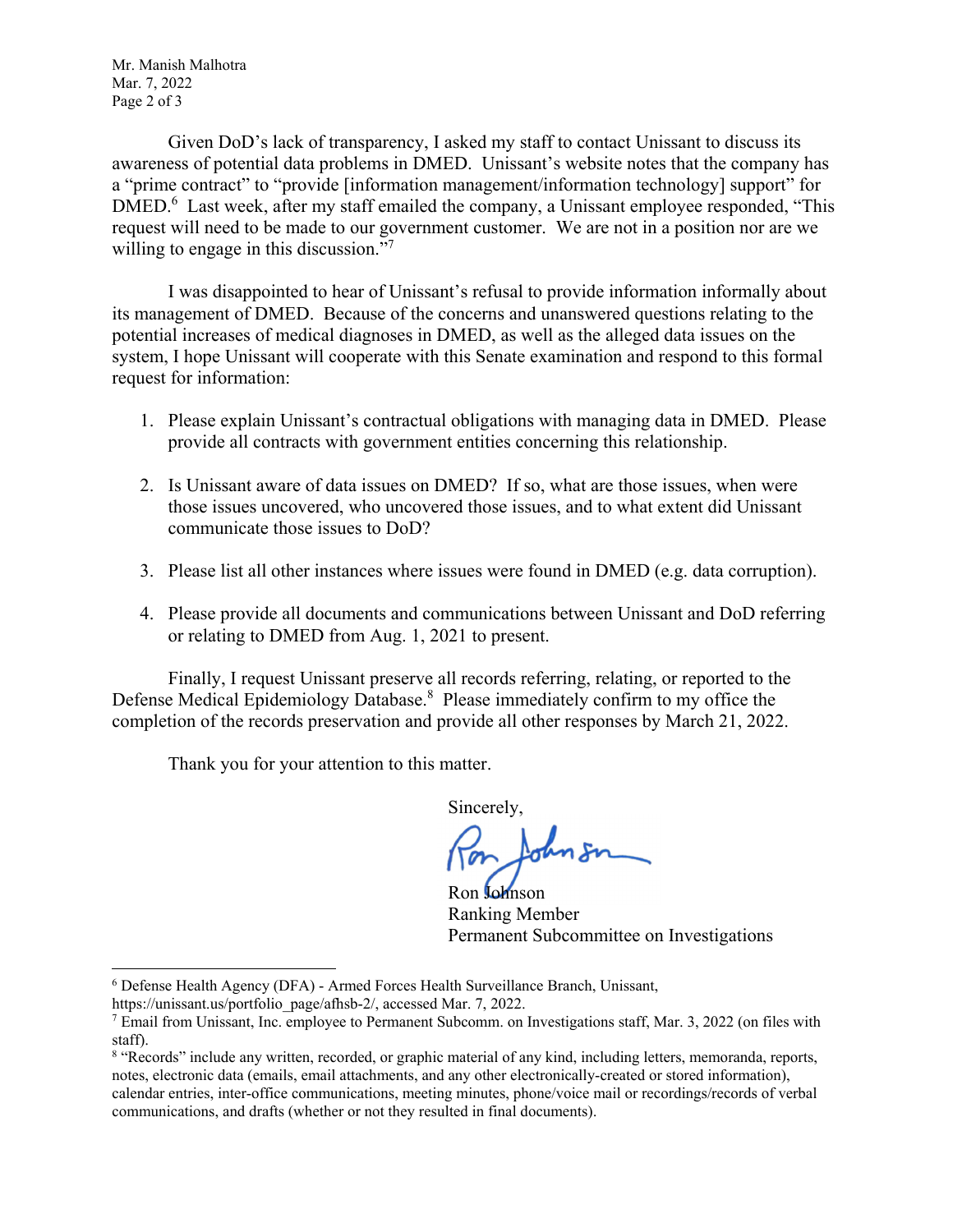Given DoD's lack of transparency, I asked my staff to contact Unissant to discuss its awareness of potential data problems in DMED. Unissant's website notes that the company has a "prime contract" to "provide [information management/information technology] support" for DMED.[6] Last week, after my staff emailed the company, a Unissant employee responded, "This request will need to be made to our government customer. We are not in a position nor are we willing to engage in this discussion."[7]

I was disappointed to hear of Unissant's refusal to provide information informally about its management of DMED. Because of the concerns and unanswered questions relating to the potential increases of medical diagnoses in DMED, as well as the alleged data issues on the system, I hope Unissant will cooperate with this Senate examination and respond to this formal request for information:

1. Please explain Unissant's contractual obligations with managing data in DMED. Please provide all contracts with government entities concerning this relationship.

2. Is Unissant aware of data issues on DMED? If so, what are those issues, when were those issues uncovered, who uncovered those issues, and to what extent did Unissant communicate those issues to DoD?

3. Please list all other instances where issues were found in DMED (e.g. data corruption).

4. Please provide all documents and communications between Unissant and DoD referring or relating to DMED from Aug. 1, 2021 to present.

Finally, I request Unissant preserve all records referring, relating, or reported to the Defense Medical Epidemiology Database.[8] Please immediately confirm to my office the completion of the records preservation and provide all other responses by March 21, 2022.

Thank you for your attention to this matter.

Sincerely,

Ron Johnson
Ranking Member
Permanent Subcommittee on Investigations

---

[6] Defense Health Agency (DFA) - Armed Forces Health Surveillance Branch, Unissant, https://unissant.us/portfolio_page/afhsb-2/, accessed Mar. 7, 2022.

[7] Email from Unissant, Inc. employee to Permanent Subcomm. on Investigations staff, Mar. 3, 2022 (on files with staff).

[8] "Records" include any written, recorded, or graphic material of any kind, including letters, memoranda, reports, notes, electronic data (emails, email attachments, and any other electronically-created or stored information), calendar entries, inter-office communications, meeting minutes, phone/voice mail or recordings/records of verbal communications, and drafts (whether or not they resulted in final documents).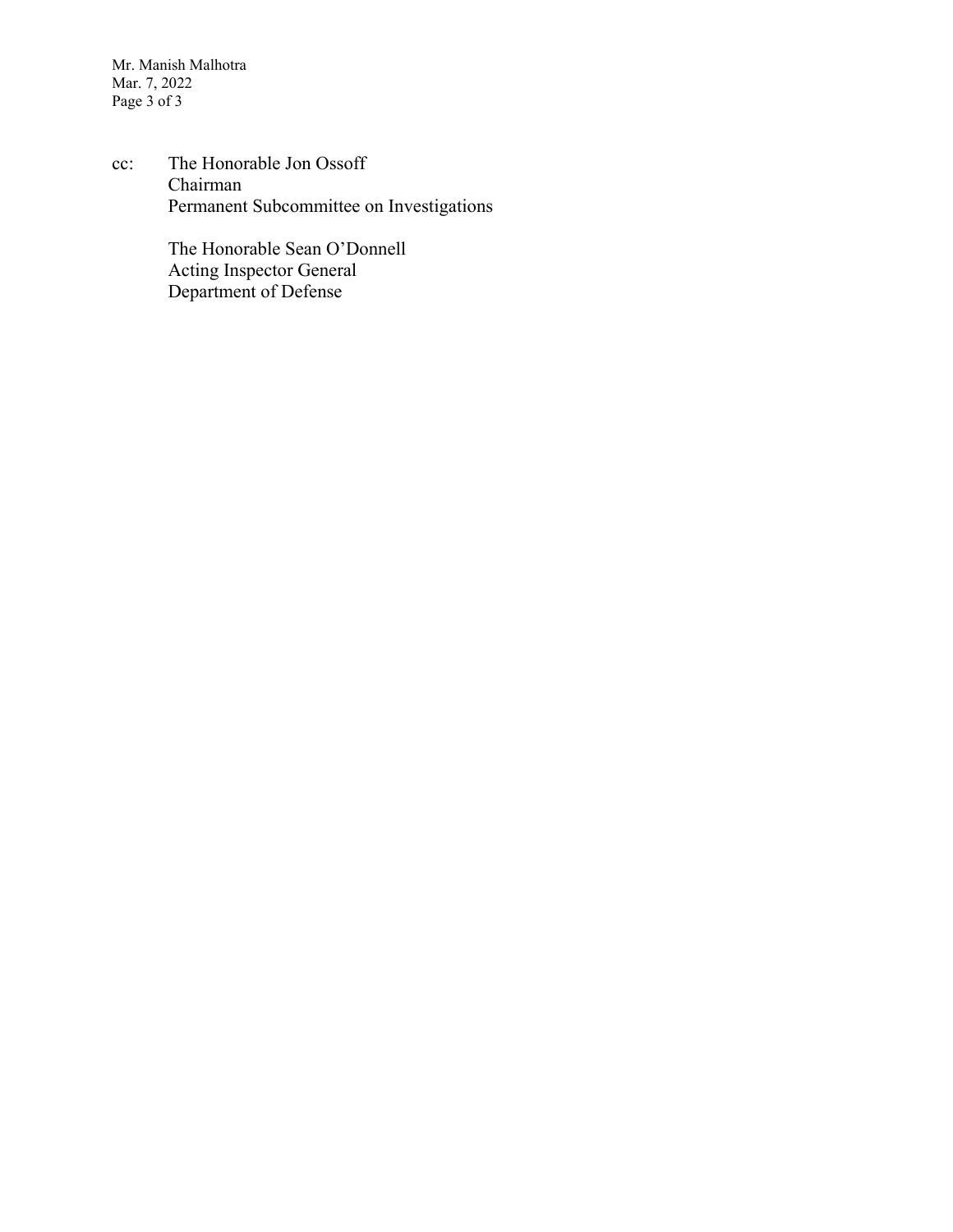cc: The Honorable Jon Ossoff
Chairman
Permanent Subcommittee on Investigations

The Honorable Sean O'Donnell
Acting Inspector General
Department of Defense